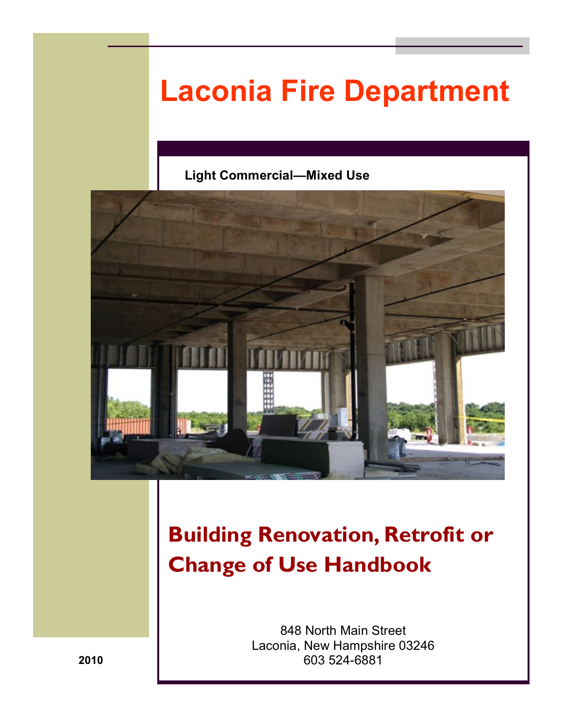# Laconia Fire Department

**Light Commercial—Mixed Use**

## Building Renovation, Retrofit or Change of Use Handbook

848 North Main Street
Laconia, New Hampshire 03246
603 524-6881

**2010**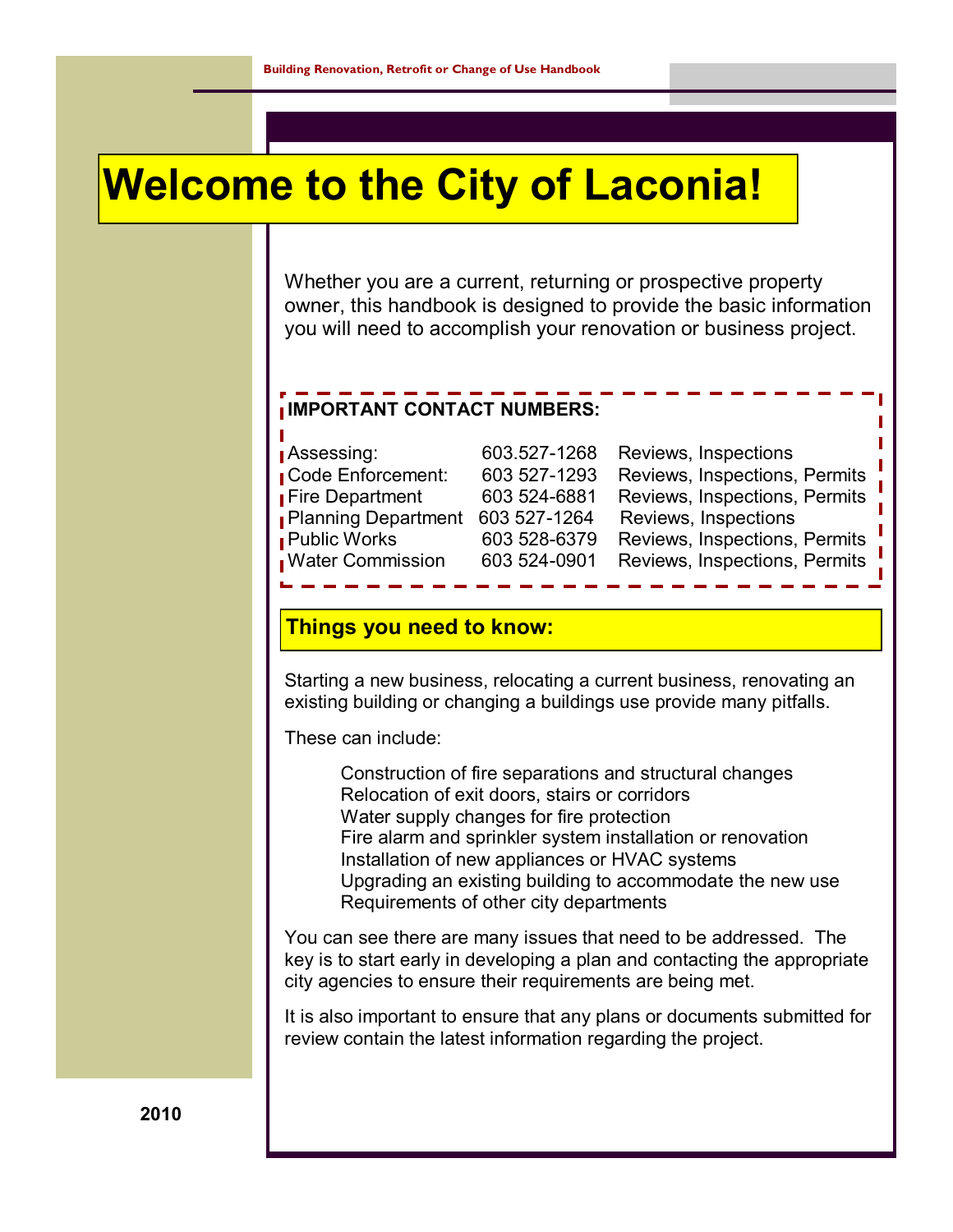# Welcome to the City of Laconia!

Whether you are a current, returning or prospective property owner, this handbook is designed to provide the basic information you will need to accomplish your renovation or business project.

**IMPORTANT CONTACT NUMBERS:**

| Department | Phone | Services |
|---|---|---|
| Assessing: | 603.527-1268 | Reviews, Inspections |
| Code Enforcement: | 603 527-1293 | Reviews, Inspections, Permits |
| Fire Department | 603 524-6881 | Reviews, Inspections, Permits |
| Planning Department | 603 527-1264 | Reviews, Inspections |
| Public Works | 603 528-6379 | Reviews, Inspections, Permits |
| Water Commission | 603 524-0901 | Reviews, Inspections, Permits |

## Things you need to know:

Starting a new business, relocating a current business, renovating an existing building or changing a buildings use provide many pitfalls.

These can include:

- Construction of fire separations and structural changes
- Relocation of exit doors, stairs or corridors
- Water supply changes for fire protection
- Fire alarm and sprinkler system installation or renovation
- Installation of new appliances or HVAC systems
- Upgrading an existing building to accommodate the new use
- Requirements of other city departments

You can see there are many issues that need to be addressed. The key is to start early in developing a plan and contacting the appropriate city agencies to ensure their requirements are being met.

It is also important to ensure that any plans or documents submitted for review contain the latest information regarding the project.

**2010**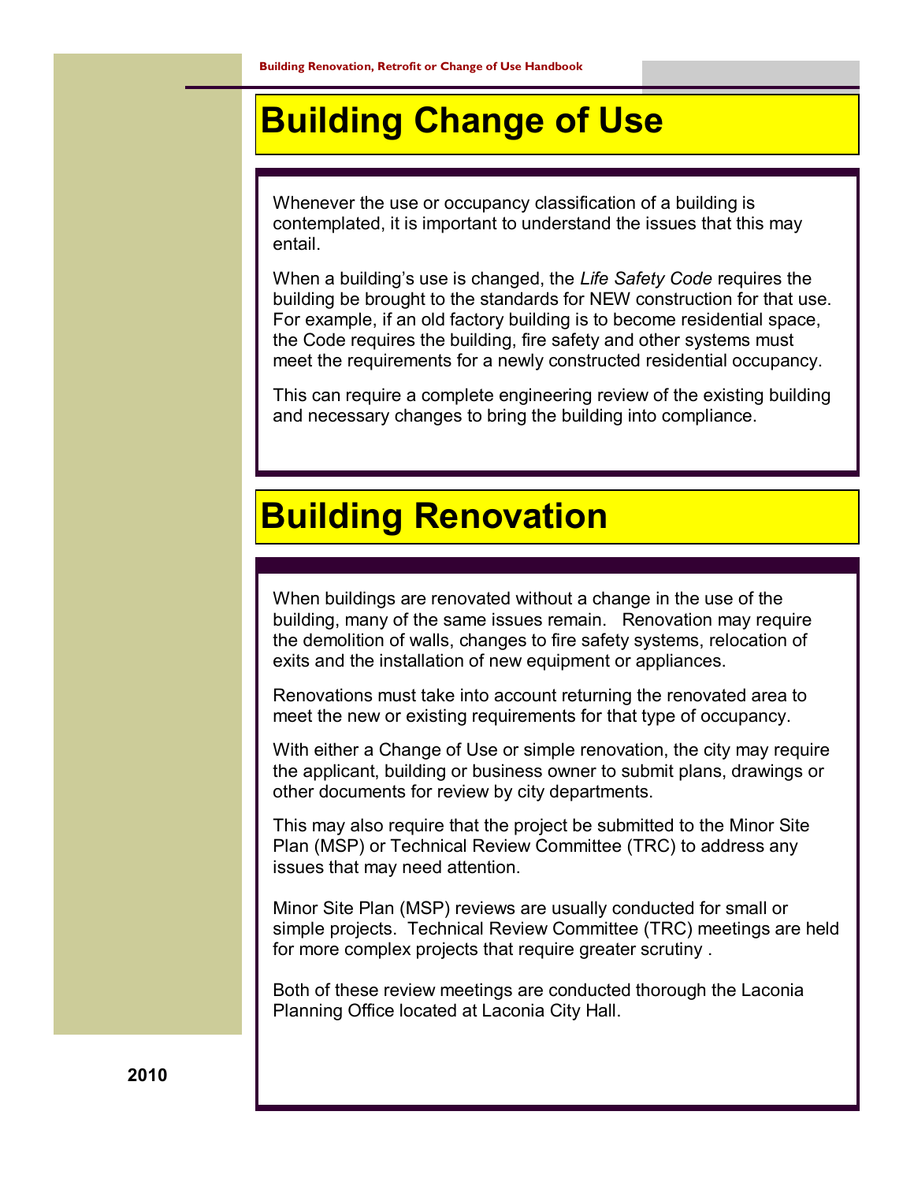# Building Change of Use

Whenever the use or occupancy classification of a building is contemplated, it is important to understand the issues that this may entail.

When a building's use is changed, the *Life Safety Code* requires the building be brought to the standards for NEW construction for that use. For example, if an old factory building is to become residential space, the Code requires the building, fire safety and other systems must meet the requirements for a newly constructed residential occupancy.

This can require a complete engineering review of the existing building and necessary changes to bring the building into compliance.

# Building Renovation

When buildings are renovated without a change in the use of the building, many of the same issues remain. Renovation may require the demolition of walls, changes to fire safety systems, relocation of exits and the installation of new equipment or appliances.

Renovations must take into account returning the renovated area to meet the new or existing requirements for that type of occupancy.

With either a Change of Use or simple renovation, the city may require the applicant, building or business owner to submit plans, drawings or other documents for review by city departments.

This may also require that the project be submitted to the Minor Site Plan (MSP) or Technical Review Committee (TRC) to address any issues that may need attention.

Minor Site Plan (MSP) reviews are usually conducted for small or simple projects. Technical Review Committee (TRC) meetings are held for more complex projects that require greater scrutiny .

Both of these review meetings are conducted thorough the Laconia Planning Office located at Laconia City Hall.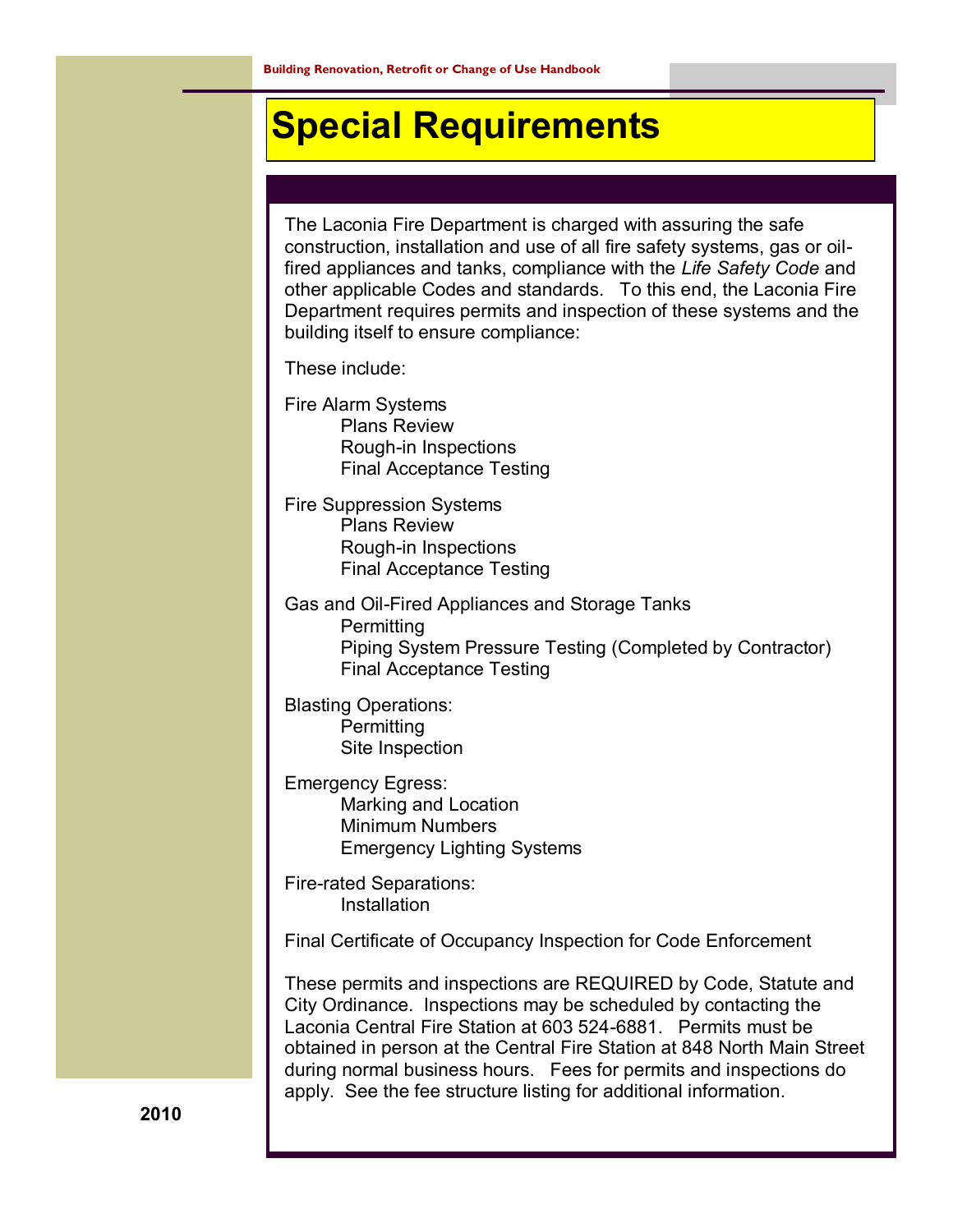# Special Requirements

The Laconia Fire Department is charged with assuring the safe construction, installation and use of all fire safety systems, gas or oil-fired appliances and tanks, compliance with the *Life Safety Code* and other applicable Codes and standards. To this end, the Laconia Fire Department requires permits and inspection of these systems and the building itself to ensure compliance:

These include:

Fire Alarm Systems
- Plans Review
- Rough-in Inspections
- Final Acceptance Testing

Fire Suppression Systems
- Plans Review
- Rough-in Inspections
- Final Acceptance Testing

Gas and Oil-Fired Appliances and Storage Tanks
- Permitting
- Piping System Pressure Testing (Completed by Contractor)
- Final Acceptance Testing

Blasting Operations:
- Permitting
- Site Inspection

Emergency Egress:
- Marking and Location
- Minimum Numbers
- Emergency Lighting Systems

Fire-rated Separations:
- Installation

Final Certificate of Occupancy Inspection for Code Enforcement

These permits and inspections are REQUIRED by Code, Statute and City Ordinance. Inspections may be scheduled by contacting the Laconia Central Fire Station at 603 524-6881. Permits must be obtained in person at the Central Fire Station at 848 North Main Street during normal business hours. Fees for permits and inspections do apply. See the fee structure listing for additional information.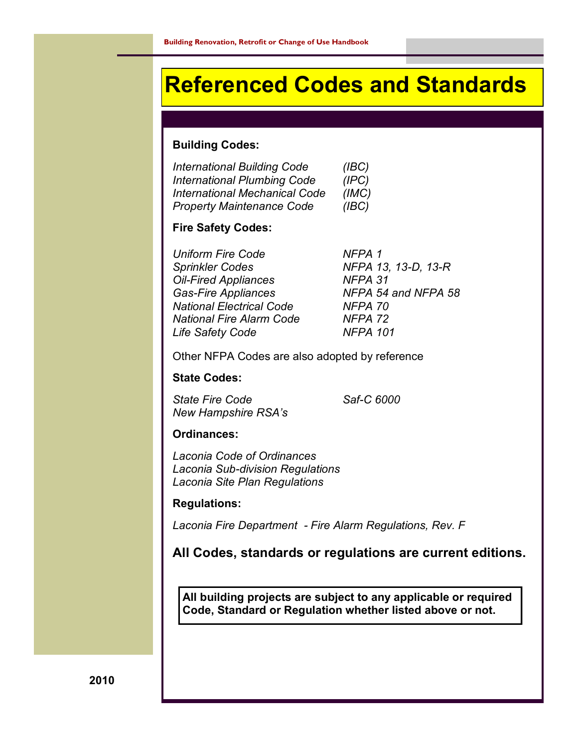# Referenced Codes and Standards

**Building Codes:**

| | |
|---|---|
| *International Building Code* | *(IBC)* |
| *International Plumbing Code* | *(IPC)* |
| *International Mechanical Code* | *(IMC)* |
| *Property Maintenance Code* | *(IBC)* |

**Fire Safety Codes:**

| | |
|---|---|
| *Uniform Fire Code* | *NFPA 1* |
| *Sprinkler Codes* | *NFPA 13, 13-D, 13-R* |
| *Oil-Fired Appliances* | *NFPA 31* |
| *Gas-Fire Appliances* | *NFPA 54 and NFPA 58* |
| *National Electrical Code* | *NFPA 70* |
| *National Fire Alarm Code* | *NFPA 72* |
| *Life Safety Code* | *NFPA 101* |

Other NFPA Codes are also adopted by reference

**State Codes:**

| | |
|---|---|
| *State Fire Code* | *Saf-C 6000* |
| *New Hampshire RSA's* | |

**Ordinances:**

*Laconia Code of Ordinances*
*Laconia Sub-division Regulations*
*Laconia Site Plan Regulations*

**Regulations:**

*Laconia Fire Department - Fire Alarm Regulations, Rev. F*

**All Codes, standards or regulations are current editions.**

**All building projects are subject to any applicable or required Code, Standard or Regulation whether listed above or not.**